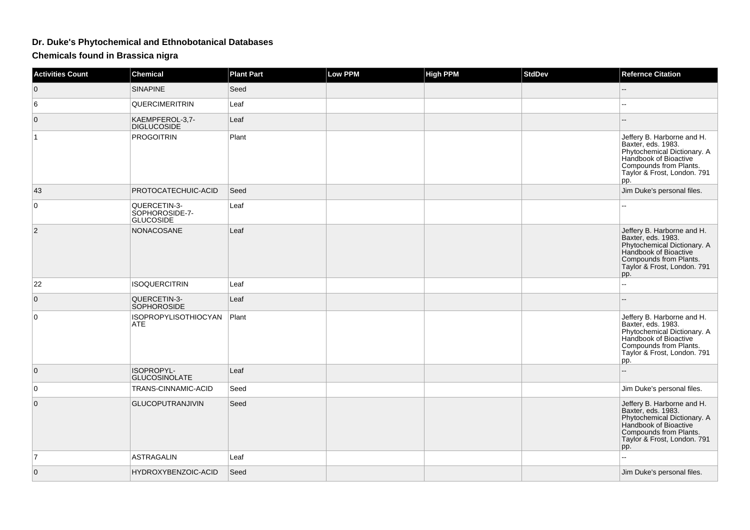## Dr. Duke's Phytochemical and Ethnobotanical Databases

### Chemicals found in Brassica nigra

| Activities Count | Chemical | Plant Part | Low PPM | High PPM | StdDev | Refernce Citation |
|---|---|---|---|---|---|---|
| 0 | SINAPINE | Seed | | | | -- |
| 6 | QUERCIMERITRIN | Leaf | | | | -- |
| 0 | KAEMPFEROL-3,7-DIGLUCOSIDE | Leaf | | | | -- |
| 1 | PROGOITRIN | Plant | | | | Jeffery B. Harborne and H. Baxter, eds. 1983. Phytochemical Dictionary. A Handbook of Bioactive Compounds from Plants. Taylor & Frost, London. 791 pp. |
| 43 | PROTOCATECHUIC-ACID | Seed | | | | Jim Duke's personal files. |
| 0 | QUERCETIN-3-SOPHOROSIDE-7-GLUCOSIDE | Leaf | | | | -- |
| 2 | NONACOSANE | Leaf | | | | Jeffery B. Harborne and H. Baxter, eds. 1983. Phytochemical Dictionary. A Handbook of Bioactive Compounds from Plants. Taylor & Frost, London. 791 pp. |
| 22 | ISOQUERCITRIN | Leaf | | | | -- |
| 0 | QUERCETIN-3-SOPHOROSIDE | Leaf | | | | -- |
| 0 | ISOPROPYLISOTHIOCYANATE | Plant | | | | Jeffery B. Harborne and H. Baxter, eds. 1983. Phytochemical Dictionary. A Handbook of Bioactive Compounds from Plants. Taylor & Frost, London. 791 pp. |
| 0 | ISOPROPYL-GLUCOSINOLATE | Leaf | | | | -- |
| 0 | TRANS-CINNAMIC-ACID | Seed | | | | Jim Duke's personal files. |
| 0 | GLUCOPUTRANJIVIN | Seed | | | | Jeffery B. Harborne and H. Baxter, eds. 1983. Phytochemical Dictionary. A Handbook of Bioactive Compounds from Plants. Taylor & Frost, London. 791 pp. |
| 7 | ASTRAGALIN | Leaf | | | | -- |
| 0 | HYDROXYBENZOIC-ACID | Seed | | | | Jim Duke's personal files. |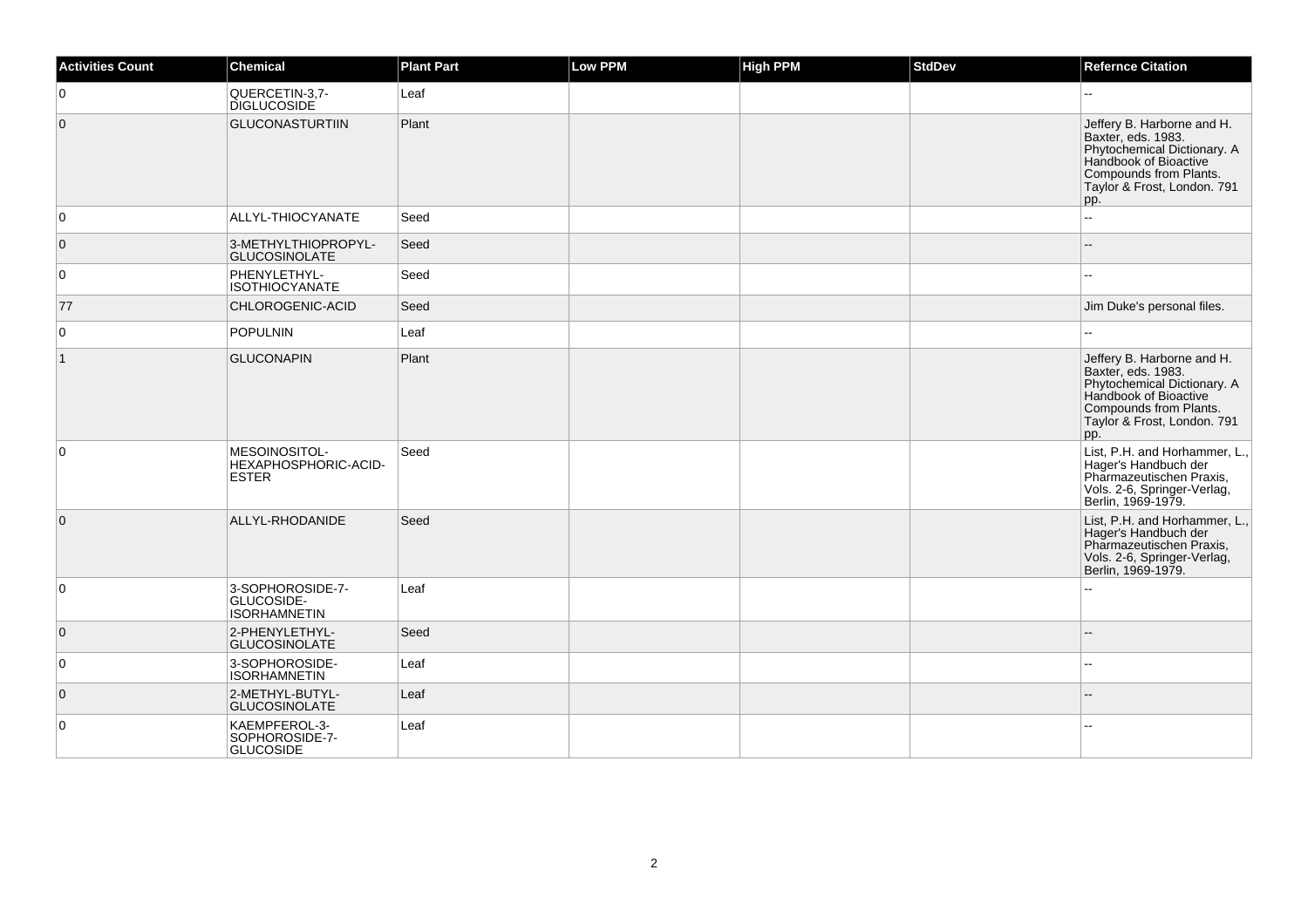| Activities Count | Chemical | Plant Part | Low PPM | High PPM | StdDev | Refernce Citation |
|---|---|---|---|---|---|---|
| 0 | QUERCETIN-3,7-DIGLUCOSIDE | Leaf | | | | -- |
| 0 | GLUCONASTURTIIN | Plant | | | | Jeffery B. Harborne and H. Baxter, eds. 1983. Phytochemical Dictionary. A Handbook of Bioactive Compounds from Plants. Taylor & Frost, London. 791 pp. |
| 0 | ALLYL-THIOCYANATE | Seed | | | | -- |
| 0 | 3-METHYLTHIOPROPYL-GLUCOSINOLATE | Seed | | | | -- |
| 0 | PHENYLETHYL-ISOTHIOCYANATE | Seed | | | | -- |
| 77 | CHLOROGENIC-ACID | Seed | | | | Jim Duke's personal files. |
| 0 | POPULNIN | Leaf | | | | -- |
| 1 | GLUCONAPIN | Plant | | | | Jeffery B. Harborne and H. Baxter, eds. 1983. Phytochemical Dictionary. A Handbook of Bioactive Compounds from Plants. Taylor & Frost, London. 791 pp. |
| 0 | MESOINOSITOL-HEXAPHOSPHORIC-ACID-ESTER | Seed | | | | List, P.H. and Horhammer, L., Hager's Handbuch der Pharmazeutischen Praxis, Vols. 2-6, Springer-Verlag, Berlin, 1969-1979. |
| 0 | ALLYL-RHODANIDE | Seed | | | | List, P.H. and Horhammer, L., Hager's Handbuch der Pharmazeutischen Praxis, Vols. 2-6, Springer-Verlag, Berlin, 1969-1979. |
| 0 | 3-SOPHOROSIDE-7-GLUCOSIDE-ISORHAMNETIN | Leaf | | | | -- |
| 0 | 2-PHENYLETHYL-GLUCOSINOLATE | Seed | | | | -- |
| 0 | 3-SOPHOROSIDE-ISORHAMNETIN | Leaf | | | | -- |
| 0 | 2-METHYL-BUTYL-GLUCOSINOLATE | Leaf | | | | -- |
| 0 | KAEMPFEROL-3-SOPHOROSIDE-7-GLUCOSIDE | Leaf | | | | -- |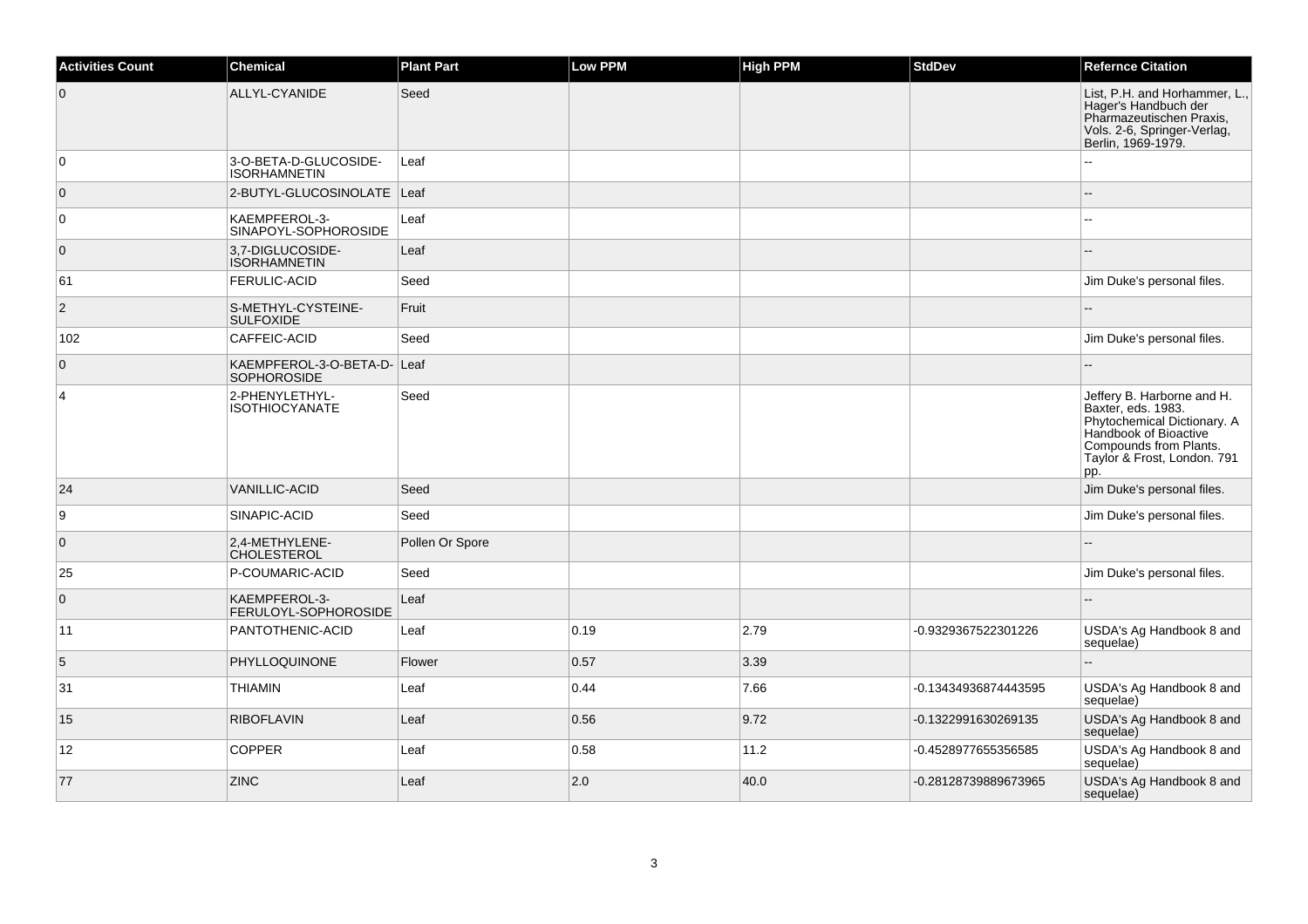| Activities Count | Chemical | Plant Part | Low PPM | High PPM | StdDev | Refernce Citation |
|---|---|---|---|---|---|---|
| 0 | ALLYL-CYANIDE | Seed | | | | List, P.H. and Horhammer, L., Hager's Handbuch der Pharmazeutischen Praxis, Vols. 2-6, Springer-Verlag, Berlin, 1969-1979. |
| 0 | 3-O-BETA-D-GLUCOSIDE-ISORHAMNETIN | Leaf | | | | -- |
| 0 | 2-BUTYL-GLUCOSINOLATE | Leaf | | | | -- |
| 0 | KAEMPFEROL-3-SINAPOYL-SOPHOROSIDE | Leaf | | | | -- |
| 0 | 3,7-DIGLUCOSIDE-ISORHAMNETIN | Leaf | | | | -- |
| 61 | FERULIC-ACID | Seed | | | | Jim Duke's personal files. |
| 2 | S-METHYL-CYSTEINE-SULFOXIDE | Fruit | | | | -- |
| 102 | CAFFEIC-ACID | Seed | | | | Jim Duke's personal files. |
| 0 | KAEMPFEROL-3-O-BETA-D-SOPHOROSIDE | Leaf | | | | -- |
| 4 | 2-PHENYLETHYL-ISOTHIOCYANATE | Seed | | | | Jeffery B. Harborne and H. Baxter, eds. 1983. Phytochemical Dictionary. A Handbook of Bioactive Compounds from Plants. Taylor & Frost, London. 791 pp. |
| 24 | VANILLIC-ACID | Seed | | | | Jim Duke's personal files. |
| 9 | SINAPIC-ACID | Seed | | | | Jim Duke's personal files. |
| 0 | 2,4-METHYLENE-CHOLESTEROL | Pollen Or Spore | | | | -- |
| 25 | P-COUMARIC-ACID | Seed | | | | Jim Duke's personal files. |
| 0 | KAEMPFEROL-3-FERULOYL-SOPHOROSIDE | Leaf | | | | -- |
| 11 | PANTOTHENIC-ACID | Leaf | 0.19 | 2.79 | -0.9329367522301226 | USDA's Ag Handbook 8 and sequelae) |
| 5 | PHYLLOQUINONE | Flower | 0.57 | 3.39 | | -- |
| 31 | THIAMIN | Leaf | 0.44 | 7.66 | -0.13434936874443595 | USDA's Ag Handbook 8 and sequelae) |
| 15 | RIBOFLAVIN | Leaf | 0.56 | 9.72 | -0.1322991630269135 | USDA's Ag Handbook 8 and sequelae) |
| 12 | COPPER | Leaf | 0.58 | 11.2 | -0.4528977655356585 | USDA's Ag Handbook 8 and sequelae) |
| 77 | ZINC | Leaf | 2.0 | 40.0 | -0.28128739889673965 | USDA's Ag Handbook 8 and sequelae) |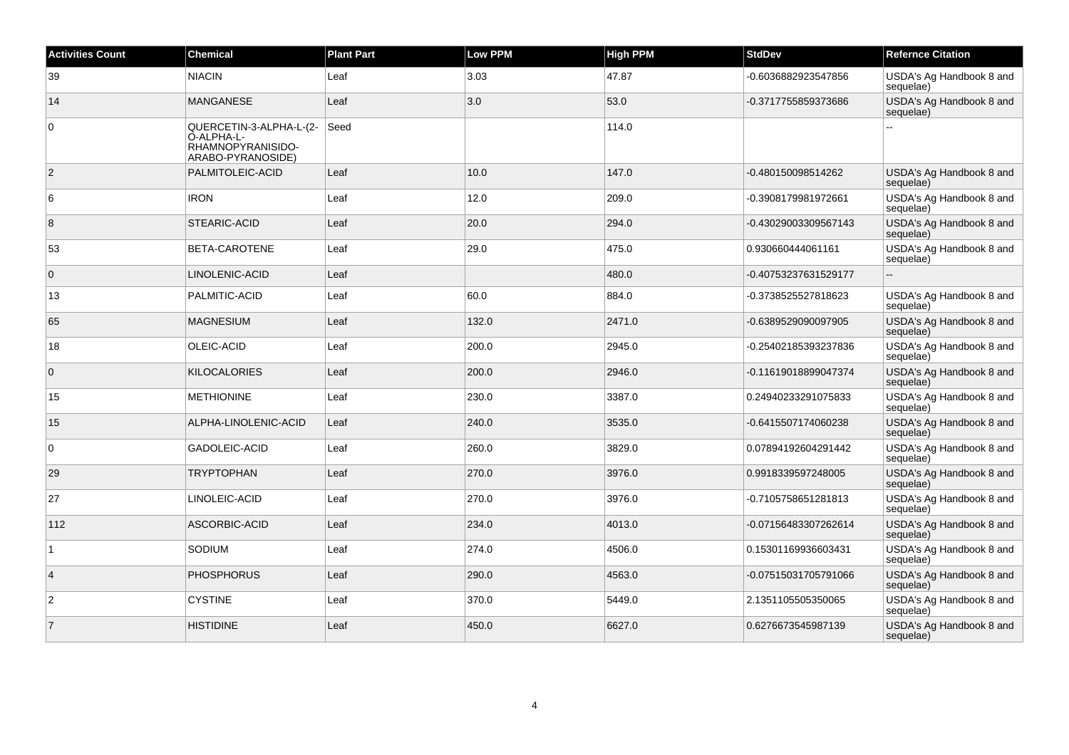| Activities Count | Chemical | Plant Part | Low PPM | High PPM | StdDev | Refernce Citation |
|---|---|---|---|---|---|---|
| 39 | NIACIN | Leaf | 3.03 | 47.87 | -0.6036882923547856 | USDA's Ag Handbook 8 and sequelae) |
| 14 | MANGANESE | Leaf | 3.0 | 53.0 | -0.3717755859373686 | USDA's Ag Handbook 8 and sequelae) |
| 0 | QUERCETIN-3-ALPHA-L-(2-O-ALPHA-L-RHAMNOPYRANISIDO-ARABO-PYRANOSIDE) | Seed | | 114.0 | | -- |
| 2 | PALMITOLEIC-ACID | Leaf | 10.0 | 147.0 | -0.480150098514262 | USDA's Ag Handbook 8 and sequelae) |
| 6 | IRON | Leaf | 12.0 | 209.0 | -0.3908179981972661 | USDA's Ag Handbook 8 and sequelae) |
| 8 | STEARIC-ACID | Leaf | 20.0 | 294.0 | -0.43029003309567143 | USDA's Ag Handbook 8 and sequelae) |
| 53 | BETA-CAROTENE | Leaf | 29.0 | 475.0 | 0.930660444061161 | USDA's Ag Handbook 8 and sequelae) |
| 0 | LINOLENIC-ACID | Leaf | | 480.0 | -0.40753237631529177 | -- |
| 13 | PALMITIC-ACID | Leaf | 60.0 | 884.0 | -0.3738525527818623 | USDA's Ag Handbook 8 and sequelae) |
| 65 | MAGNESIUM | Leaf | 132.0 | 2471.0 | -0.6389529090097905 | USDA's Ag Handbook 8 and sequelae) |
| 18 | OLEIC-ACID | Leaf | 200.0 | 2945.0 | -0.25402185393237836 | USDA's Ag Handbook 8 and sequelae) |
| 0 | KILOCALORIES | Leaf | 200.0 | 2946.0 | -0.11619018899047374 | USDA's Ag Handbook 8 and sequelae) |
| 15 | METHIONINE | Leaf | 230.0 | 3387.0 | 0.24940233291075833 | USDA's Ag Handbook 8 and sequelae) |
| 15 | ALPHA-LINOLENIC-ACID | Leaf | 240.0 | 3535.0 | -0.6415507174060238 | USDA's Ag Handbook 8 and sequelae) |
| 0 | GADOLEIC-ACID | Leaf | 260.0 | 3829.0 | 0.07894192604291442 | USDA's Ag Handbook 8 and sequelae) |
| 29 | TRYPTOPHAN | Leaf | 270.0 | 3976.0 | 0.9918339597248005 | USDA's Ag Handbook 8 and sequelae) |
| 27 | LINOLEIC-ACID | Leaf | 270.0 | 3976.0 | -0.7105758651281813 | USDA's Ag Handbook 8 and sequelae) |
| 112 | ASCORBIC-ACID | Leaf | 234.0 | 4013.0 | -0.07156483307262614 | USDA's Ag Handbook 8 and sequelae) |
| 1 | SODIUM | Leaf | 274.0 | 4506.0 | 0.15301169936603431 | USDA's Ag Handbook 8 and sequelae) |
| 4 | PHOSPHORUS | Leaf | 290.0 | 4563.0 | -0.07515031705791066 | USDA's Ag Handbook 8 and sequelae) |
| 2 | CYSTINE | Leaf | 370.0 | 5449.0 | 2.1351105505350065 | USDA's Ag Handbook 8 and sequelae) |
| 7 | HISTIDINE | Leaf | 450.0 | 6627.0 | 0.6276673545987139 | USDA's Ag Handbook 8 and sequelae) |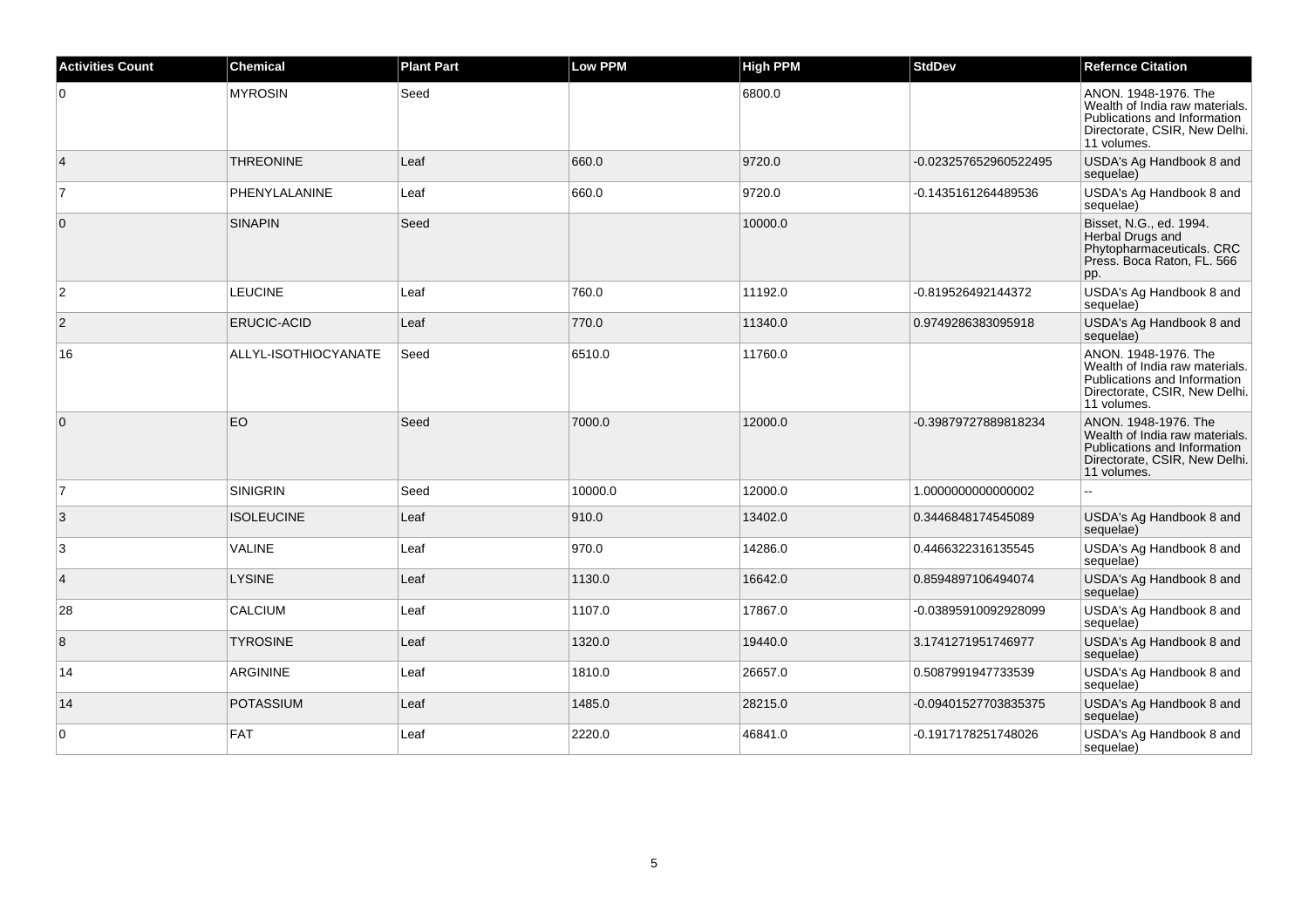| Activities Count | Chemical | Plant Part | Low PPM | High PPM | StdDev | Refernce Citation |
|---|---|---|---|---|---|---|
| 0 | MYROSIN | Seed | | 6800.0 | | ANON. 1948-1976. The Wealth of India raw materials. Publications and Information Directorate, CSIR, New Delhi. 11 volumes. |
| 4 | THREONINE | Leaf | 660.0 | 9720.0 | -0.023257652960522495 | USDA's Ag Handbook 8 and sequelae) |
| 7 | PHENYLALANINE | Leaf | 660.0 | 9720.0 | -0.1435161264489536 | USDA's Ag Handbook 8 and sequelae) |
| 0 | SINAPIN | Seed | | 10000.0 | | Bisset, N.G., ed. 1994. Herbal Drugs and Phytopharmaceuticals. CRC Press. Boca Raton, FL. 566 pp. |
| 2 | LEUCINE | Leaf | 760.0 | 11192.0 | -0.819526492144372 | USDA's Ag Handbook 8 and sequelae) |
| 2 | ERUCIC-ACID | Leaf | 770.0 | 11340.0 | 0.9749286383095918 | USDA's Ag Handbook 8 and sequelae) |
| 16 | ALLYL-ISOTHIOCYANATE | Seed | 6510.0 | 11760.0 | | ANON. 1948-1976. The Wealth of India raw materials. Publications and Information Directorate, CSIR, New Delhi. 11 volumes. |
| 0 | EO | Seed | 7000.0 | 12000.0 | -0.39879727889818234 | ANON. 1948-1976. The Wealth of India raw materials. Publications and Information Directorate, CSIR, New Delhi. 11 volumes. |
| 7 | SINIGRIN | Seed | 10000.0 | 12000.0 | 1.0000000000000002 | -- |
| 3 | ISOLEUCINE | Leaf | 910.0 | 13402.0 | 0.3446848174545089 | USDA's Ag Handbook 8 and sequelae) |
| 3 | VALINE | Leaf | 970.0 | 14286.0 | 0.4466322316135545 | USDA's Ag Handbook 8 and sequelae) |
| 4 | LYSINE | Leaf | 1130.0 | 16642.0 | 0.8594897106494074 | USDA's Ag Handbook 8 and sequelae) |
| 28 | CALCIUM | Leaf | 1107.0 | 17867.0 | -0.03895910092928099 | USDA's Ag Handbook 8 and sequelae) |
| 8 | TYROSINE | Leaf | 1320.0 | 19440.0 | 3.1741271951746977 | USDA's Ag Handbook 8 and sequelae) |
| 14 | ARGININE | Leaf | 1810.0 | 26657.0 | 0.5087991947733539 | USDA's Ag Handbook 8 and sequelae) |
| 14 | POTASSIUM | Leaf | 1485.0 | 28215.0 | -0.09401527703835375 | USDA's Ag Handbook 8 and sequelae) |
| 0 | FAT | Leaf | 2220.0 | 46841.0 | -0.1917178251748026 | USDA's Ag Handbook 8 and sequelae) |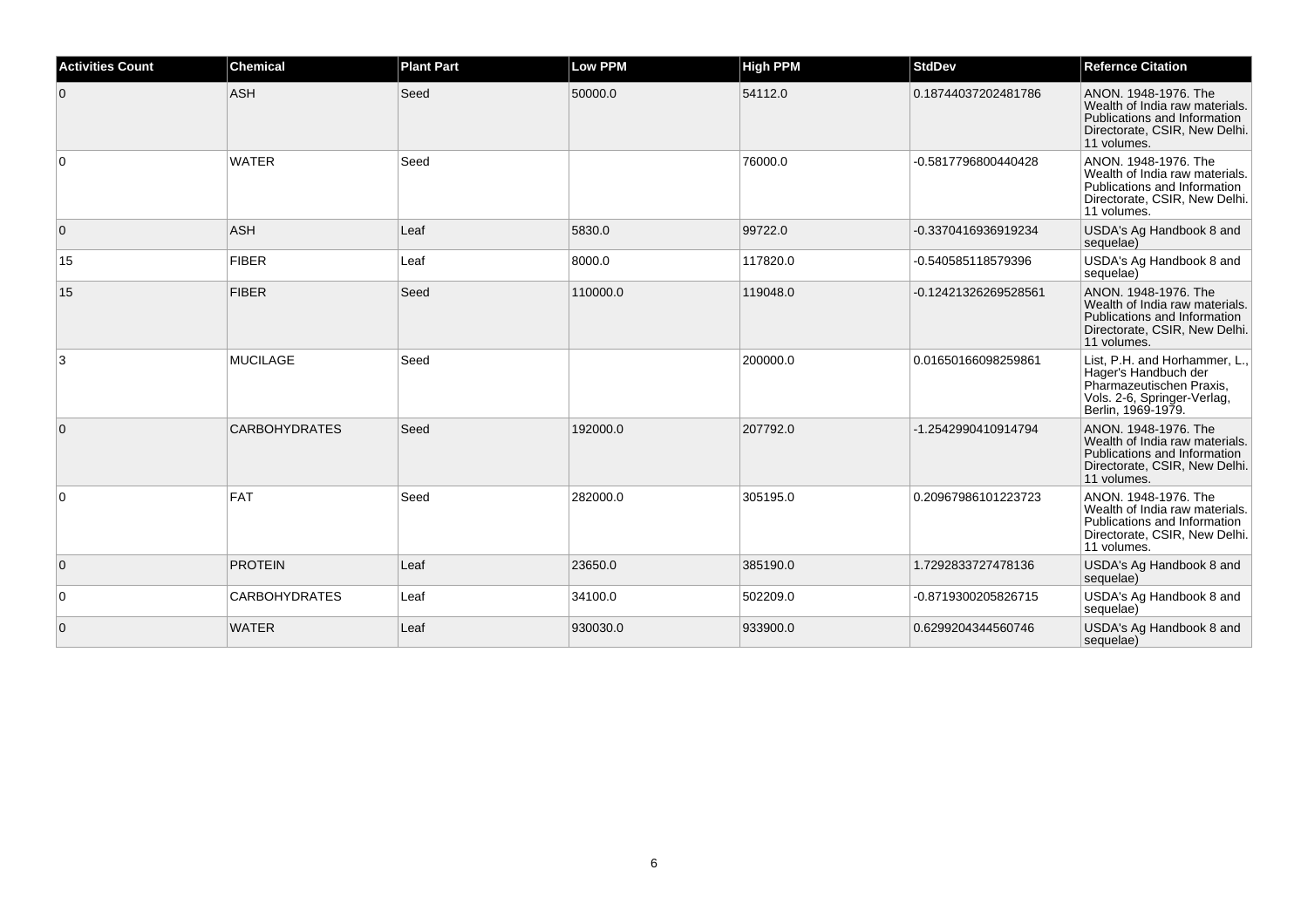| Activities Count | Chemical | Plant Part | Low PPM | High PPM | StdDev | Refernce Citation |
|---|---|---|---|---|---|---|
| 0 | ASH | Seed | 50000.0 | 54112.0 | 0.18744037202481786 | ANON. 1948-1976. The Wealth of India raw materials. Publications and Information Directorate, CSIR, New Delhi. 11 volumes. |
| 0 | WATER | Seed | | 76000.0 | -0.5817796800440428 | ANON. 1948-1976. The Wealth of India raw materials. Publications and Information Directorate, CSIR, New Delhi. 11 volumes. |
| 0 | ASH | Leaf | 5830.0 | 99722.0 | -0.3370416936919234 | USDA's Ag Handbook 8 and sequelae) |
| 15 | FIBER | Leaf | 8000.0 | 117820.0 | -0.540585118579396 | USDA's Ag Handbook 8 and sequelae) |
| 15 | FIBER | Seed | 110000.0 | 119048.0 | -0.12421326269528561 | ANON. 1948-1976. The Wealth of India raw materials. Publications and Information Directorate, CSIR, New Delhi. 11 volumes. |
| 3 | MUCILAGE | Seed | | 200000.0 | 0.01650166098259861 | List, P.H. and Horhammer, L., Hager's Handbuch der Pharmazeutischen Praxis, Vols. 2-6, Springer-Verlag, Berlin, 1969-1979. |
| 0 | CARBOHYDRATES | Seed | 192000.0 | 207792.0 | -1.2542990410914794 | ANON. 1948-1976. The Wealth of India raw materials. Publications and Information Directorate, CSIR, New Delhi. 11 volumes. |
| 0 | FAT | Seed | 282000.0 | 305195.0 | 0.20967986101223723 | ANON. 1948-1976. The Wealth of India raw materials. Publications and Information Directorate, CSIR, New Delhi. 11 volumes. |
| 0 | PROTEIN | Leaf | 23650.0 | 385190.0 | 1.7292833727478136 | USDA's Ag Handbook 8 and sequelae) |
| 0 | CARBOHYDRATES | Leaf | 34100.0 | 502209.0 | -0.8719300205826715 | USDA's Ag Handbook 8 and sequelae) |
| 0 | WATER | Leaf | 930030.0 | 933900.0 | 0.6299204344560746 | USDA's Ag Handbook 8 and sequelae) |